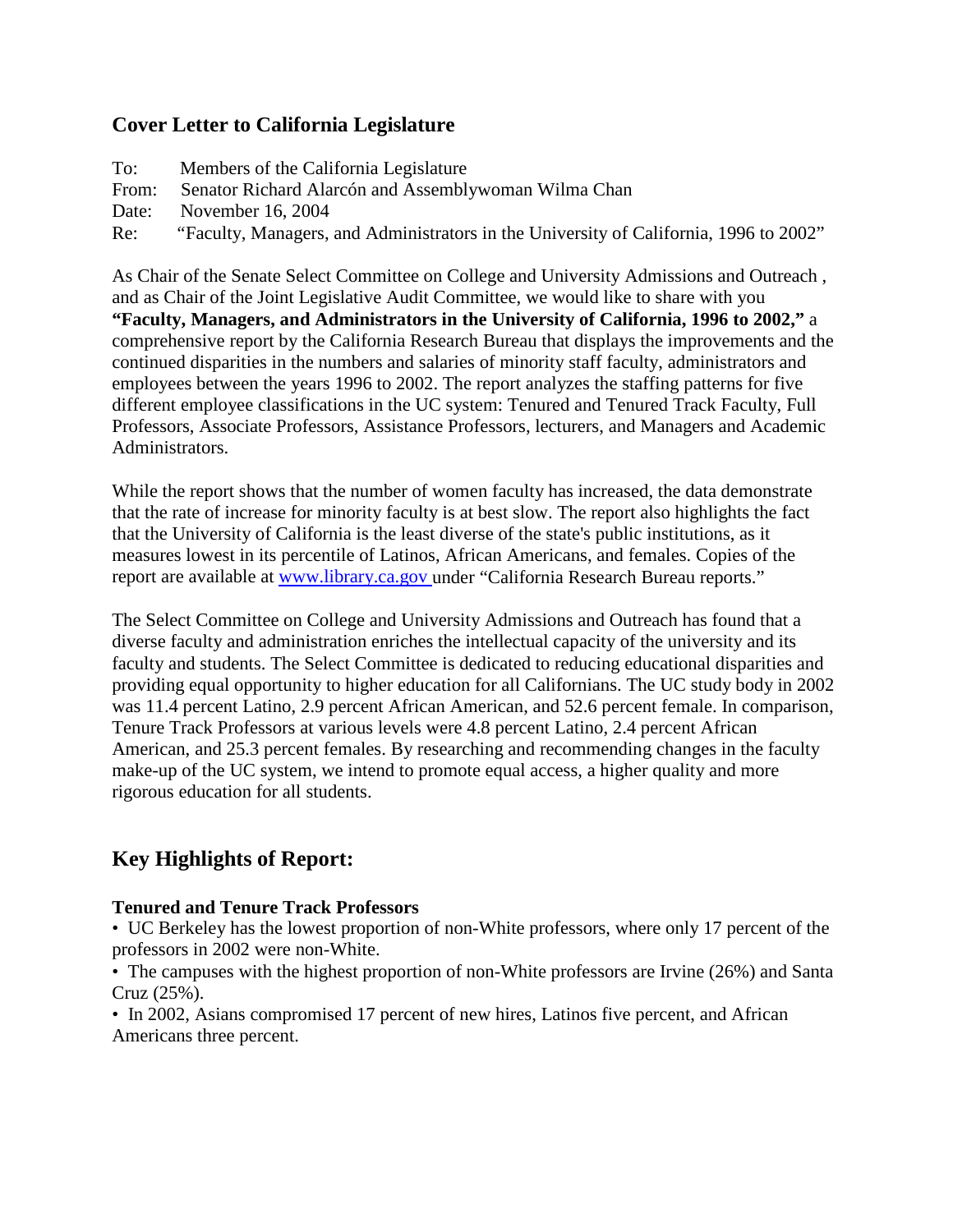## Cover Letter to California Legislature

To: Members of the California Legislature
From: Senator Richard Alarcón and Assemblywoman Wilma Chan
Date: November 16, 2004
Re: "Faculty, Managers, and Administrators in the University of California, 1996 to 2002"

As Chair of the Senate Select Committee on College and University Admissions and Outreach , and as Chair of the Joint Legislative Audit Committee, we would like to share with you **"Faculty, Managers, and Administrators in the University of California, 1996 to 2002,"** a comprehensive report by the California Research Bureau that displays the improvements and the continued disparities in the numbers and salaries of minority staff faculty, administrators and employees between the years 1996 to 2002. The report analyzes the staffing patterns for five different employee classifications in the UC system: Tenured and Tenured Track Faculty, Full Professors, Associate Professors, Assistance Professors, lecturers, and Managers and Academic Administrators.

While the report shows that the number of women faculty has increased, the data demonstrate that the rate of increase for minority faculty is at best slow. The report also highlights the fact that the University of California is the least diverse of the state's public institutions, as it measures lowest in its percentile of Latinos, African Americans, and females. Copies of the report are available at [www.library.ca.gov](http://www.library.ca.gov) under "California Research Bureau reports."

The Select Committee on College and University Admissions and Outreach has found that a diverse faculty and administration enriches the intellectual capacity of the university and its faculty and students. The Select Committee is dedicated to reducing educational disparities and providing equal opportunity to higher education for all Californians. The UC study body in 2002 was 11.4 percent Latino, 2.9 percent African American, and 52.6 percent female. In comparison, Tenure Track Professors at various levels were 4.8 percent Latino, 2.4 percent African American, and 25.3 percent females. By researching and recommending changes in the faculty make-up of the UC system, we intend to promote equal access, a higher quality and more rigorous education for all students.

## Key Highlights of Report:

### Tenured and Tenure Track Professors

- UC Berkeley has the lowest proportion of non-White professors, where only 17 percent of the professors in 2002 were non-White.
- The campuses with the highest proportion of non-White professors are Irvine (26%) and Santa Cruz (25%).
- In 2002, Asians compromised 17 percent of new hires, Latinos five percent, and African Americans three percent.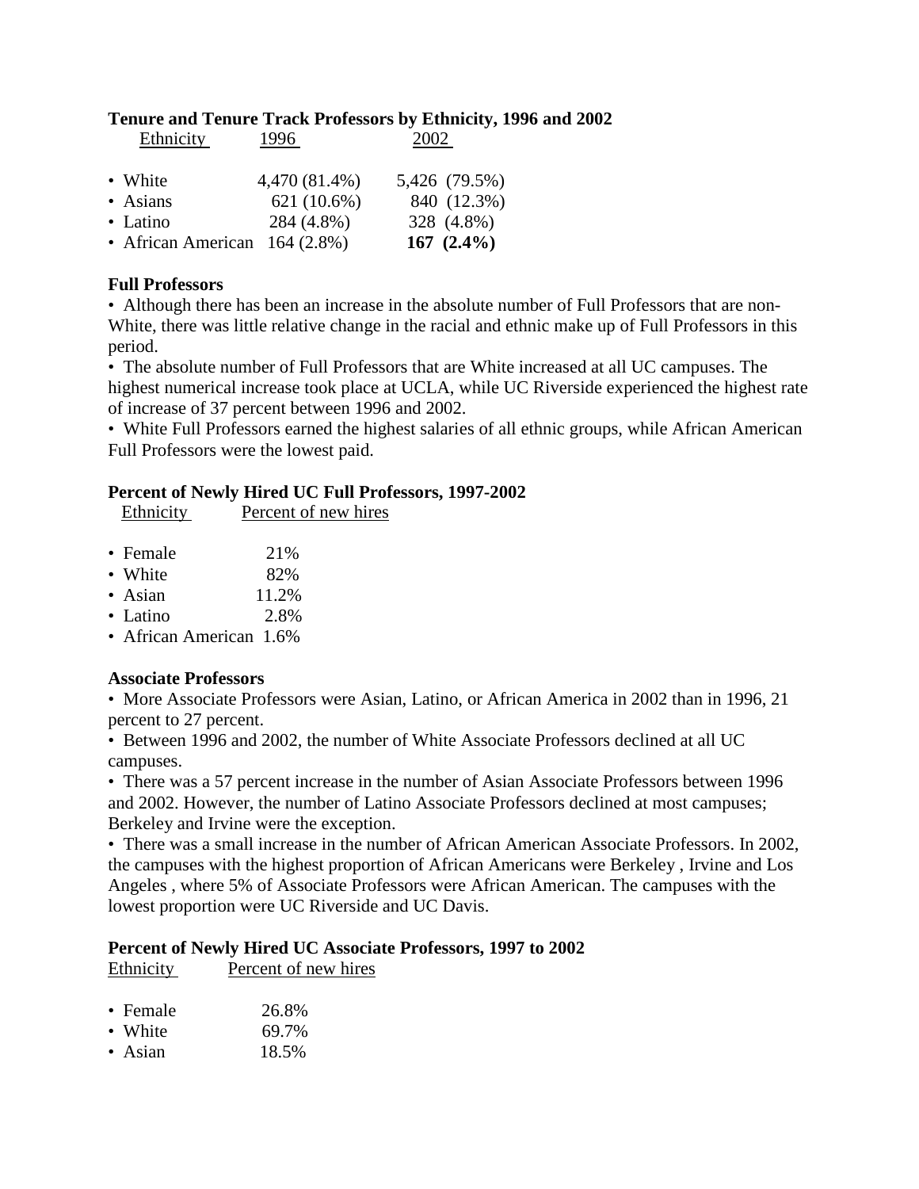**Tenure and Tenure Track Professors by Ethnicity, 1996 and 2002**

| Ethnicity | 1996 | 2002 |
| --- | --- | --- |
| • White | 4,470 (81.4%) | 5,426 (79.5%) |
| • Asians | 621 (10.6%) | 840 (12.3%) |
| • Latino | 284 (4.8%) | 328 (4.8%) |
| • African American | 164 (2.8%) | **167 (2.4%)** |

**Full Professors**

• Although there has been an increase in the absolute number of Full Professors that are non-White, there was little relative change in the racial and ethnic make up of Full Professors in this period.

• The absolute number of Full Professors that are White increased at all UC campuses. The highest numerical increase took place at UCLA, while UC Riverside experienced the highest rate of increase of 37 percent between 1996 and 2002.

• White Full Professors earned the highest salaries of all ethnic groups, while African American Full Professors were the lowest paid.

**Percent of Newly Hired UC Full Professors, 1997-2002**

| Ethnicity | Percent of new hires |
| --- | --- |
| • Female | 21% |
| • White | 82% |
| • Asian | 11.2% |
| • Latino | 2.8% |
| • African American | 1.6% |

**Associate Professors**

• More Associate Professors were Asian, Latino, or African America in 2002 than in 1996, 21 percent to 27 percent.

• Between 1996 and 2002, the number of White Associate Professors declined at all UC campuses.

• There was a 57 percent increase in the number of Asian Associate Professors between 1996 and 2002. However, the number of Latino Associate Professors declined at most campuses; Berkeley and Irvine were the exception.

• There was a small increase in the number of African American Associate Professors. In 2002, the campuses with the highest proportion of African Americans were Berkeley , Irvine and Los Angeles , where 5% of Associate Professors were African American. The campuses with the lowest proportion were UC Riverside and UC Davis.

**Percent of Newly Hired UC Associate Professors, 1997 to 2002**

| Ethnicity | Percent of new hires |
| --- | --- |
| • Female | 26.8% |
| • White | 69.7% |
| • Asian | 18.5% |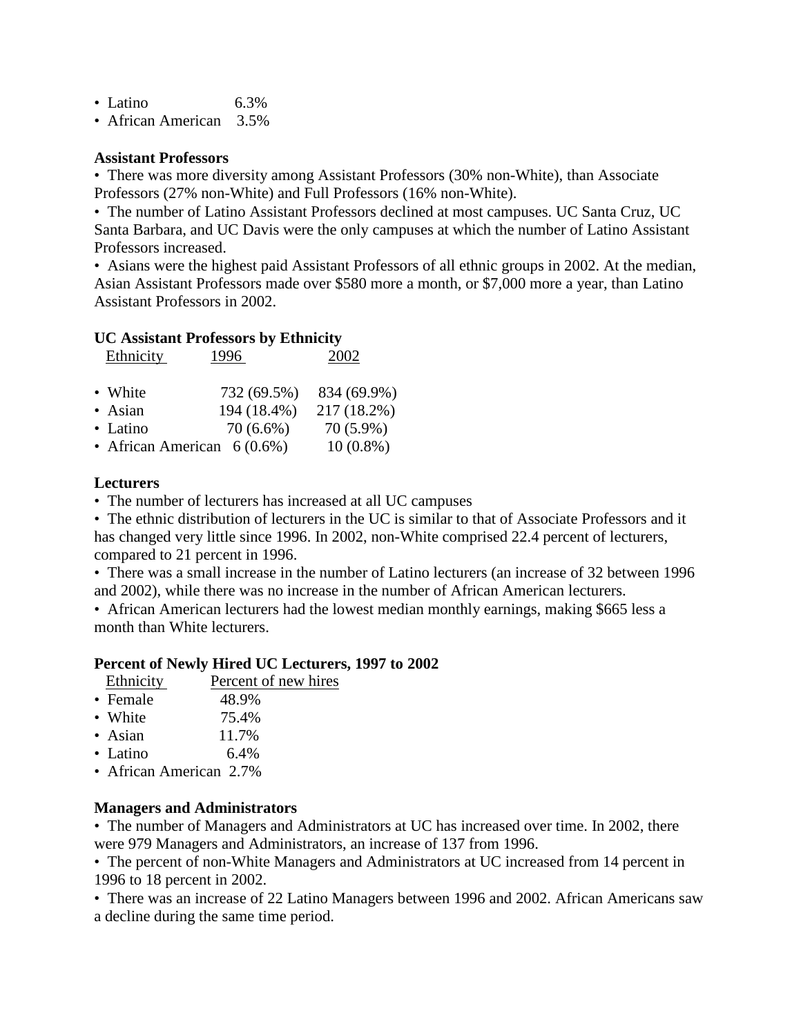- Latino 6.3%
- African American 3.5%

**Assistant Professors**

- There was more diversity among Assistant Professors (30% non-White), than Associate Professors (27% non-White) and Full Professors (16% non-White).
- The number of Latino Assistant Professors declined at most campuses. UC Santa Cruz, UC Santa Barbara, and UC Davis were the only campuses at which the number of Latino Assistant Professors increased.
- Asians were the highest paid Assistant Professors of all ethnic groups in 2002. At the median, Asian Assistant Professors made over $580 more a month, or $7,000 more a year, than Latino Assistant Professors in 2002.

**UC Assistant Professors by Ethnicity**

| Ethnicity | 1996 | 2002 |
|---|---|---|
| • White | 732 (69.5%) | 834 (69.9%) |
| • Asian | 194 (18.4%) | 217 (18.2%) |
| • Latino | 70 (6.6%) | 70 (5.9%) |
| • African American | 6 (0.6%) | 10 (0.8%) |

**Lecturers**

- The number of lecturers has increased at all UC campuses
- The ethnic distribution of lecturers in the UC is similar to that of Associate Professors and it has changed very little since 1996. In 2002, non-White comprised 22.4 percent of lecturers, compared to 21 percent in 1996.
- There was a small increase in the number of Latino lecturers (an increase of 32 between 1996 and 2002), while there was no increase in the number of African American lecturers.
- African American lecturers had the lowest median monthly earnings, making $665 less a month than White lecturers.

**Percent of Newly Hired UC Lecturers, 1997 to 2002**

| Ethnicity | Percent of new hires |
|---|---|
| • Female | 48.9% |
| • White | 75.4% |
| • Asian | 11.7% |
| • Latino | 6.4% |
| • African American | 2.7% |

**Managers and Administrators**

- The number of Managers and Administrators at UC has increased over time. In 2002, there were 979 Managers and Administrators, an increase of 137 from 1996.
- The percent of non-White Managers and Administrators at UC increased from 14 percent in 1996 to 18 percent in 2002.
- There was an increase of 22 Latino Managers between 1996 and 2002. African Americans saw a decline during the same time period.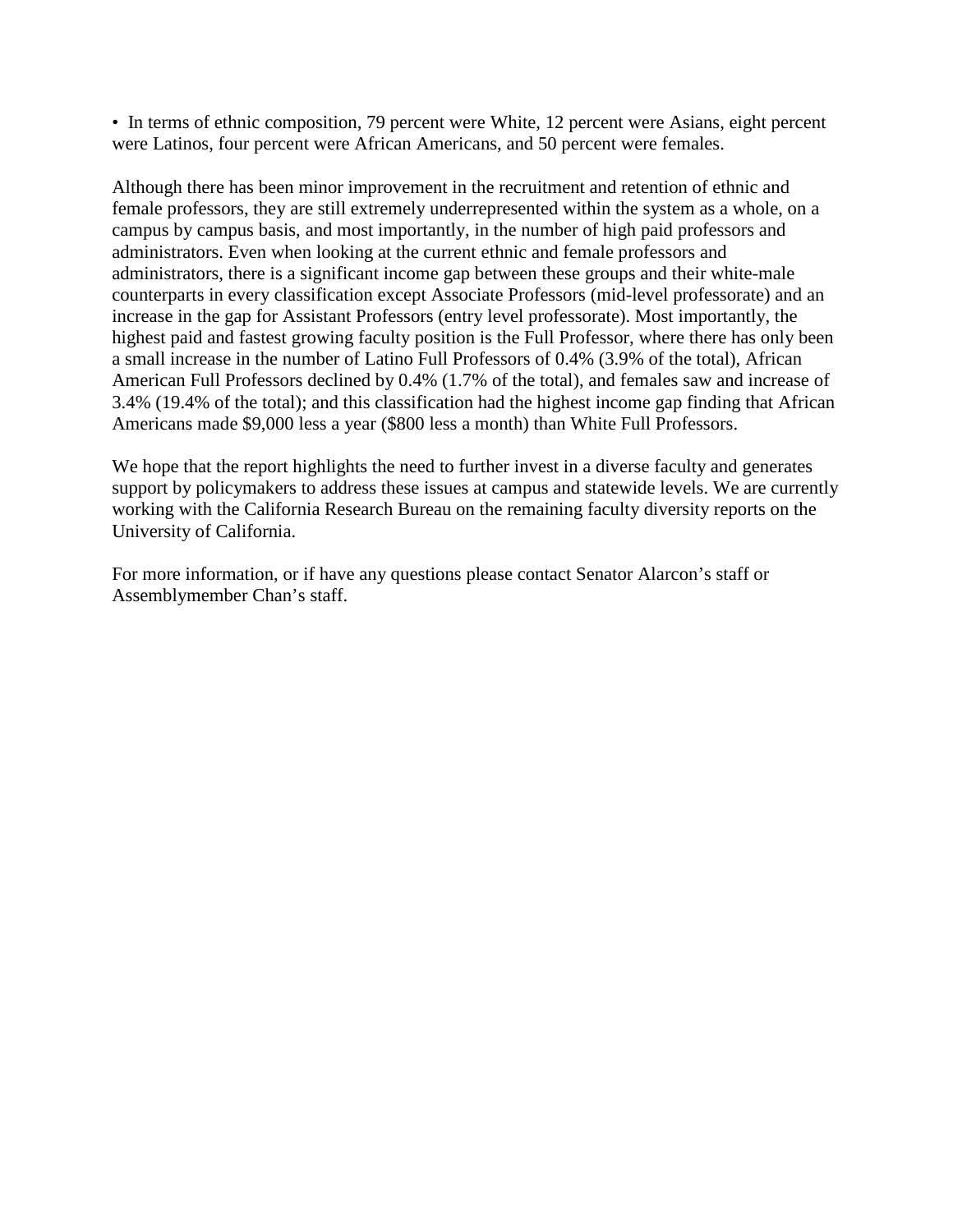- In terms of ethnic composition, 79 percent were White, 12 percent were Asians, eight percent were Latinos, four percent were African Americans, and 50 percent were females.

Although there has been minor improvement in the recruitment and retention of ethnic and female professors, they are still extremely underrepresented within the system as a whole, on a campus by campus basis, and most importantly, in the number of high paid professors and administrators. Even when looking at the current ethnic and female professors and administrators, there is a significant income gap between these groups and their white-male counterparts in every classification except Associate Professors (mid-level professorate) and an increase in the gap for Assistant Professors (entry level professorate). Most importantly, the highest paid and fastest growing faculty position is the Full Professor, where there has only been a small increase in the number of Latino Full Professors of 0.4% (3.9% of the total), African American Full Professors declined by 0.4% (1.7% of the total), and females saw and increase of 3.4% (19.4% of the total); and this classification had the highest income gap finding that African Americans made $9,000 less a year ($800 less a month) than White Full Professors.

We hope that the report highlights the need to further invest in a diverse faculty and generates support by policymakers to address these issues at campus and statewide levels. We are currently working with the California Research Bureau on the remaining faculty diversity reports on the University of California.

For more information, or if have any questions please contact Senator Alarcon's staff or Assemblymember Chan's staff.